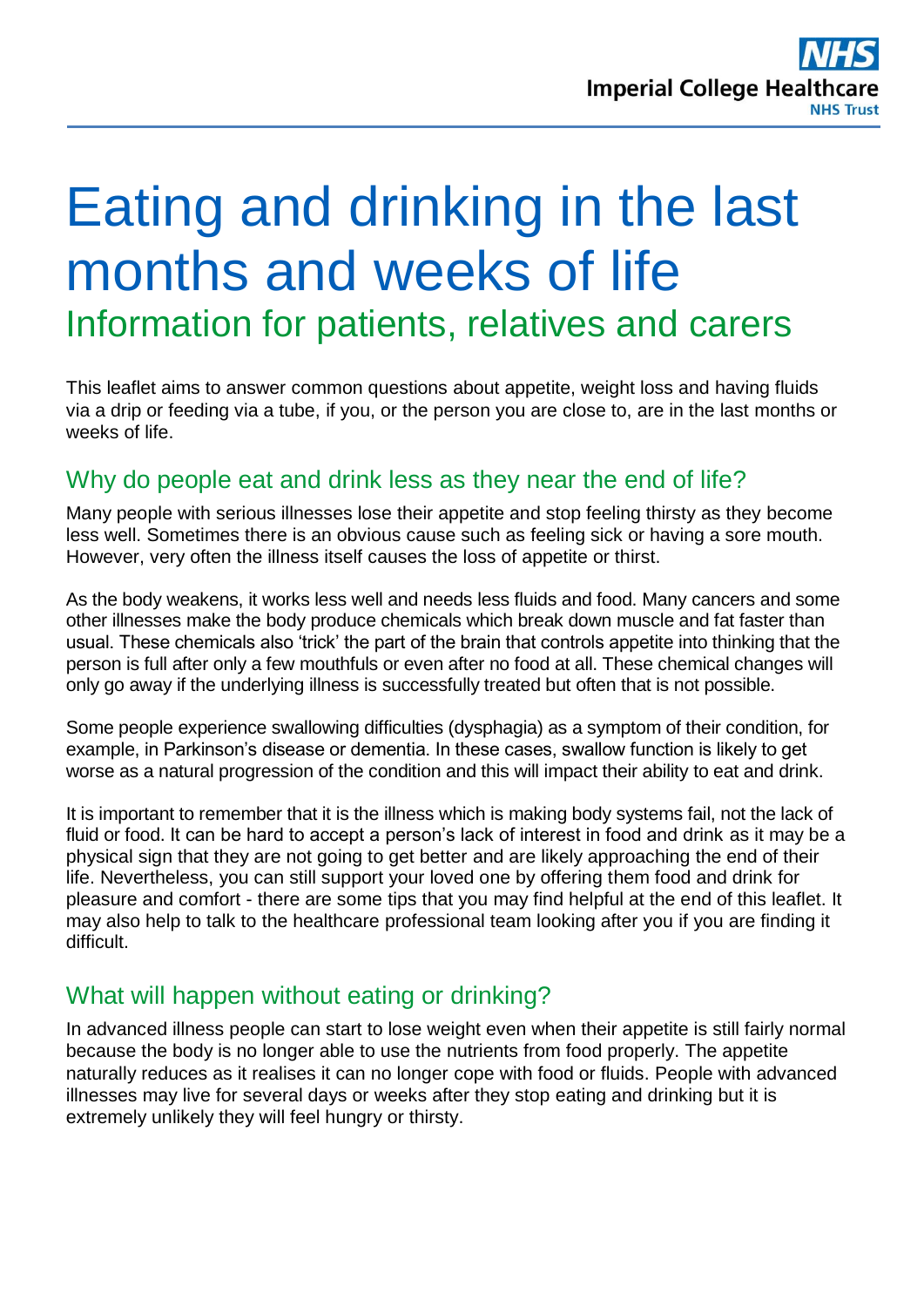# Eating and drinking in the last months and weeks of life

## Information for patients, relatives and carers

This leaflet aims to answer common questions about appetite, weight loss and having fluids via a drip or feeding via a tube, if you, or the person you are close to, are in the last months or weeks of life.

## Why do people eat and drink less as they near the end of life?

Many people with serious illnesses lose their appetite and stop feeling thirsty as they become less well. Sometimes there is an obvious cause such as feeling sick or having a sore mouth. However, very often the illness itself causes the loss of appetite or thirst.

As the body weakens, it works less well and needs less fluids and food. Many cancers and some other illnesses make the body produce chemicals which break down muscle and fat faster than usual. These chemicals also 'trick' the part of the brain that controls appetite into thinking that the person is full after only a few mouthfuls or even after no food at all. These chemical changes will only go away if the underlying illness is successfully treated but often that is not possible.

Some people experience swallowing difficulties (dysphagia) as a symptom of their condition, for example, in Parkinson's disease or dementia. In these cases, swallow function is likely to get worse as a natural progression of the condition and this will impact their ability to eat and drink.

It is important to remember that it is the illness which is making body systems fail, not the lack of fluid or food. It can be hard to accept a person's lack of interest in food and drink as it may be a physical sign that they are not going to get better and are likely approaching the end of their life. Nevertheless, you can still support your loved one by offering them food and drink for pleasure and comfort - there are some tips that you may find helpful at the end of this leaflet. It may also help to talk to the healthcare professional team looking after you if you are finding it difficult.

## What will happen without eating or drinking?

In advanced illness people can start to lose weight even when their appetite is still fairly normal because the body is no longer able to use the nutrients from food properly. The appetite naturally reduces as it realises it can no longer cope with food or fluids. People with advanced illnesses may live for several days or weeks after they stop eating and drinking but it is extremely unlikely they will feel hungry or thirsty.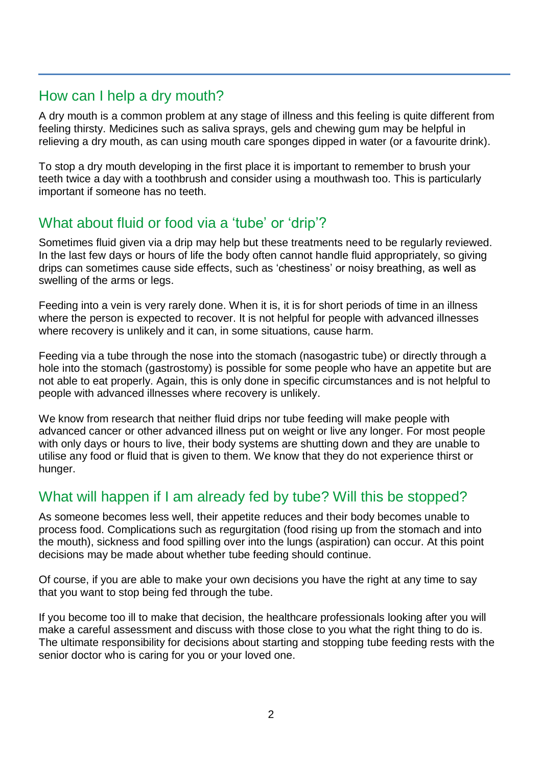## How can I help a dry mouth?

A dry mouth is a common problem at any stage of illness and this feeling is quite different from feeling thirsty. Medicines such as saliva sprays, gels and chewing gum may be helpful in relieving a dry mouth, as can using mouth care sponges dipped in water (or a favourite drink).

To stop a dry mouth developing in the first place it is important to remember to brush your teeth twice a day with a toothbrush and consider using a mouthwash too. This is particularly important if someone has no teeth.

## What about fluid or food via a 'tube' or 'drip'?

Sometimes fluid given via a drip may help but these treatments need to be regularly reviewed. In the last few days or hours of life the body often cannot handle fluid appropriately, so giving drips can sometimes cause side effects, such as 'chestiness' or noisy breathing, as well as swelling of the arms or legs.

Feeding into a vein is very rarely done. When it is, it is for short periods of time in an illness where the person is expected to recover. It is not helpful for people with advanced illnesses where recovery is unlikely and it can, in some situations, cause harm.

Feeding via a tube through the nose into the stomach (nasogastric tube) or directly through a hole into the stomach (gastrostomy) is possible for some people who have an appetite but are not able to eat properly. Again, this is only done in specific circumstances and is not helpful to people with advanced illnesses where recovery is unlikely.

We know from research that neither fluid drips nor tube feeding will make people with advanced cancer or other advanced illness put on weight or live any longer. For most people with only days or hours to live, their body systems are shutting down and they are unable to utilise any food or fluid that is given to them. We know that they do not experience thirst or hunger.

## What will happen if I am already fed by tube? Will this be stopped?

As someone becomes less well, their appetite reduces and their body becomes unable to process food. Complications such as regurgitation (food rising up from the stomach and into the mouth), sickness and food spilling over into the lungs (aspiration) can occur. At this point decisions may be made about whether tube feeding should continue.

Of course, if you are able to make your own decisions you have the right at any time to say that you want to stop being fed through the tube.

If you become too ill to make that decision, the healthcare professionals looking after you will make a careful assessment and discuss with those close to you what the right thing to do is. The ultimate responsibility for decisions about starting and stopping tube feeding rests with the senior doctor who is caring for you or your loved one.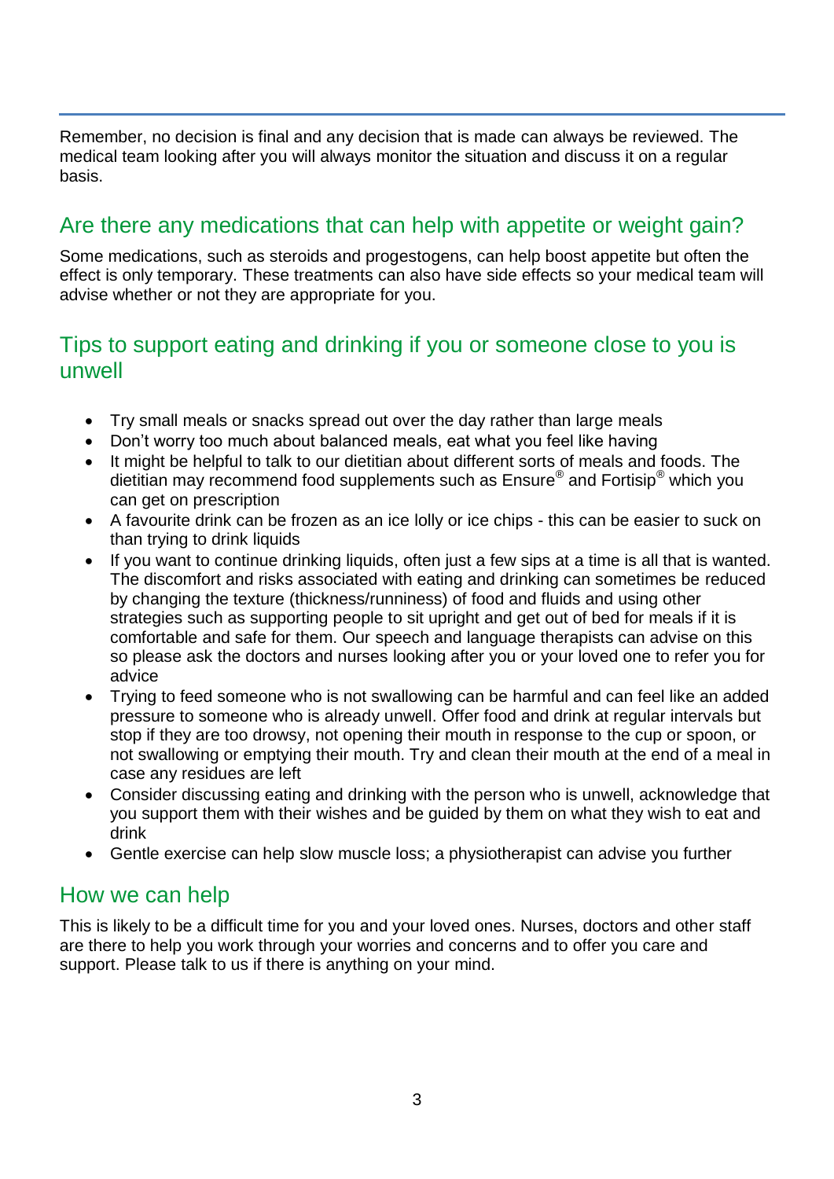Remember, no decision is final and any decision that is made can always be reviewed. The medical team looking after you will always monitor the situation and discuss it on a regular basis.

## Are there any medications that can help with appetite or weight gain?

Some medications, such as steroids and progestogens, can help boost appetite but often the effect is only temporary. These treatments can also have side effects so your medical team will advise whether or not they are appropriate for you.

## Tips to support eating and drinking if you or someone close to you is unwell

- Try small meals or snacks spread out over the day rather than large meals
- Don't worry too much about balanced meals, eat what you feel like having
- It might be helpful to talk to our dietitian about different sorts of meals and foods. The dietitian may recommend food supplements such as Ensure® and Fortisip® which you can get on prescription
- A favourite drink can be frozen as an ice lolly or ice chips - this can be easier to suck on than trying to drink liquids
- If you want to continue drinking liquids, often just a few sips at a time is all that is wanted. The discomfort and risks associated with eating and drinking can sometimes be reduced by changing the texture (thickness/runniness) of food and fluids and using other strategies such as supporting people to sit upright and get out of bed for meals if it is comfortable and safe for them. Our speech and language therapists can advise on this so please ask the doctors and nurses looking after you or your loved one to refer you for advice
- Trying to feed someone who is not swallowing can be harmful and can feel like an added pressure to someone who is already unwell. Offer food and drink at regular intervals but stop if they are too drowsy, not opening their mouth in response to the cup or spoon, or not swallowing or emptying their mouth. Try and clean their mouth at the end of a meal in case any residues are left
- Consider discussing eating and drinking with the person who is unwell, acknowledge that you support them with their wishes and be guided by them on what they wish to eat and drink
- Gentle exercise can help slow muscle loss; a physiotherapist can advise you further

## How we can help

This is likely to be a difficult time for you and your loved ones. Nurses, doctors and other staff are there to help you work through your worries and concerns and to offer you care and support. Please talk to us if there is anything on your mind.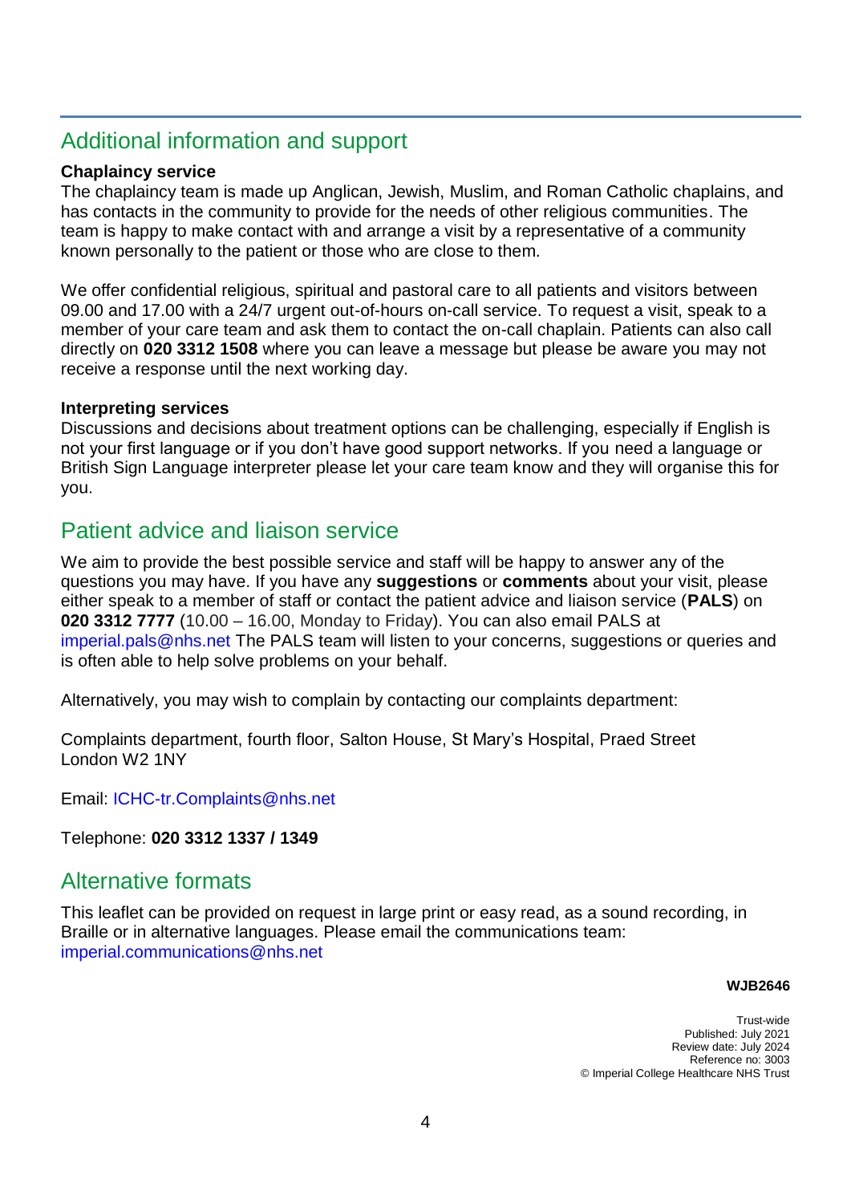## Additional information and support

**Chaplaincy service**
The chaplaincy team is made up Anglican, Jewish, Muslim, and Roman Catholic chaplains, and has contacts in the community to provide for the needs of other religious communities. The team is happy to make contact with and arrange a visit by a representative of a community known personally to the patient or those who are close to them.

We offer confidential religious, spiritual and pastoral care to all patients and visitors between 09.00 and 17.00 with a 24/7 urgent out-of-hours on-call service. To request a visit, speak to a member of your care team and ask them to contact the on-call chaplain. Patients can also call directly on **020 3312 1508** where you can leave a message but please be aware you may not receive a response until the next working day.

**Interpreting services**
Discussions and decisions about treatment options can be challenging, especially if English is not your first language or if you don't have good support networks. If you need a language or British Sign Language interpreter please let your care team know and they will organise this for you.

## Patient advice and liaison service

We aim to provide the best possible service and staff will be happy to answer any of the questions you may have. If you have any **suggestions** or **comments** about your visit, please either speak to a member of staff or contact the patient advice and liaison service (**PALS**) on **020 3312 7777** (10.00 – 16.00, Monday to Friday). You can also email PALS at imperial.pals@nhs.net The PALS team will listen to your concerns, suggestions or queries and is often able to help solve problems on your behalf.

Alternatively, you may wish to complain by contacting our complaints department:

Complaints department, fourth floor, Salton House, St Mary's Hospital, Praed Street
London W2 1NY

Email: ICHC-tr.Complaints@nhs.net

Telephone: **020 3312 1337 / 1349**

## Alternative formats

This leaflet can be provided on request in large print or easy read, as a sound recording, in Braille or in alternative languages. Please email the communications team: imperial.communications@nhs.net

**WJB2646**

Trust-wide
Published: July 2021
Review date: July 2024
Reference no: 3003
© Imperial College Healthcare NHS Trust